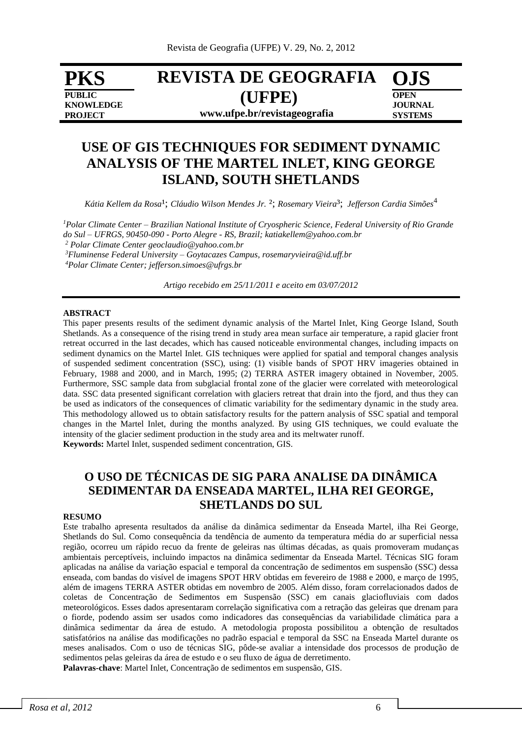# USE OF GIS TECHNIQUES FOR SEDIMENT DYNAMIC ANALYSIS OF THE MARTEL INLET, KING GEORGE ISLAND, SOUTH SHETLANDS

*Kátia Kellem da Rosa*[1]; *Cláudio Wilson Mendes Jr.* [2]; *Rosemary Vieira*[3]; *Jefferson Cardia Simões*[4]

[1]*Polar Climate Center – Brazilian National Institute of Cryospheric Science, Federal University of Rio Grande do Sul – UFRGS, 90450-090 - Porto Alegre - RS, Brazil; katiakellem@yahoo.com.br*

[2] *Polar Climate Center geoclaudio@yahoo.com.br*

[3]*Fluminense Federal University – Goytacazes Campus, rosemaryvieira@id.uff.br*

[4]*Polar Climate Center; jefferson.simoes@ufrgs.br*

*Artigo recebido em 25/11/2011 e aceito em 03/07/2012*

**ABSTRACT**

This paper presents results of the sediment dynamic analysis of the Martel Inlet, King George Island, South Shetlands. As a consequence of the rising trend in study area mean surface air temperature, a rapid glacier front retreat occurred in the last decades, which has caused noticeable environmental changes, including impacts on sediment dynamics on the Martel Inlet. GIS techniques were applied for spatial and temporal changes analysis of suspended sediment concentration (SSC), using: (1) visible bands of SPOT HRV imageries obtained in February, 1988 and 2000, and in March, 1995; (2) TERRA ASTER imagery obtained in November, 2005. Furthermore, SSC sample data from subglacial frontal zone of the glacier were correlated with meteorological data. SSC data presented significant correlation with glaciers retreat that drain into the fjord, and thus they can be used as indicators of the consequences of climatic variability for the sedimentary dynamic in the study area. This methodology allowed us to obtain satisfactory results for the pattern analysis of SSC spatial and temporal changes in the Martel Inlet, during the months analyzed. By using GIS techniques, we could evaluate the intensity of the glacier sediment production in the study area and its meltwater runoff.

**Keywords:** Martel Inlet, suspended sediment concentration, GIS.

# O USO DE TÉCNICAS DE SIG PARA ANALISE DA DINÂMICA SEDIMENTAR DA ENSEADA MARTEL, ILHA REI GEORGE, SHETLANDS DO SUL

**RESUMO**

Este trabalho apresenta resultados da análise da dinâmica sedimentar da Enseada Martel, ilha Rei George, Shetlands do Sul. Como consequência da tendência de aumento da temperatura média do ar superficial nessa região, ocorreu um rápido recuo da frente de geleiras nas últimas décadas, as quais promoveram mudanças ambientais perceptíveis, incluindo impactos na dinâmica sedimentar da Enseada Martel. Técnicas SIG foram aplicadas na análise da variação espacial e temporal da concentração de sedimentos em suspensão (SSC) dessa enseada, com bandas do visível de imagens SPOT HRV obtidas em fevereiro de 1988 e 2000, e março de 1995, além de imagens TERRA ASTER obtidas em novembro de 2005. Além disso, foram correlacionados dados de coletas de Concentração de Sedimentos em Suspensão (SSC) em canais glaciofluviais com dados meteorológicos. Esses dados apresentaram correlação significativa com a retração das geleiras que drenam para o fiorde, podendo assim ser usados como indicadores das consequências da variabilidade climática para a dinâmica sedimentar da área de estudo. A metodologia proposta possibilitou a obtenção de resultados satisfatórios na análise das modificações no padrão espacial e temporal da SSC na Enseada Martel durante os meses analisados. Com o uso de técnicas SIG, pôde-se avaliar a intensidade dos processos de produção de sedimentos pelas geleiras da área de estudo e o seu fluxo de água de derretimento.

**Palavras-chave**: Martel Inlet, Concentração de sedimentos em suspensão, GIS.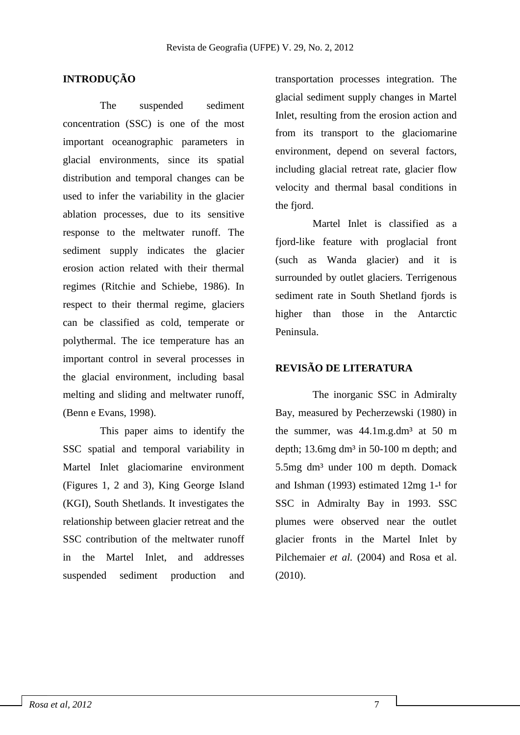## INTRODUÇÃO

The suspended sediment concentration (SSC) is one of the most important oceanographic parameters in glacial environments, since its spatial distribution and temporal changes can be used to infer the variability in the glacier ablation processes, due to its sensitive response to the meltwater runoff. The sediment supply indicates the glacier erosion action related with their thermal regimes (Ritchie and Schiebe, 1986). In respect to their thermal regime, glaciers can be classified as cold, temperate or polythermal. The ice temperature has an important control in several processes in the glacial environment, including basal melting and sliding and meltwater runoff, (Benn e Evans, 1998).

This paper aims to identify the SSC spatial and temporal variability in Martel Inlet glaciomarine environment (Figures 1, 2 and 3), King George Island (KGI), South Shetlands. It investigates the relationship between glacier retreat and the SSC contribution of the meltwater runoff in the Martel Inlet, and addresses suspended sediment production and transportation processes integration. The glacial sediment supply changes in Martel Inlet, resulting from the erosion action and from its transport to the glaciomarine environment, depend on several factors, including glacial retreat rate, glacier flow velocity and thermal basal conditions in the fjord.

Martel Inlet is classified as a fjord-like feature with proglacial front (such as Wanda glacier) and it is surrounded by outlet glaciers. Terrigenous sediment rate in South Shetland fjords is higher than those in the Antarctic Peninsula.

## REVISÃO DE LITERATURA

The inorganic SSC in Admiralty Bay, measured by Pecherzewski (1980) in the summer, was 44.1m.g.dm$^3$ at 50 m depth; 13.6mg dm$^3$ in 50-100 m depth; and 5.5mg dm$^3$ under 100 m depth. Domack and Ishman (1993) estimated 12mg 1-$^1$ for SSC in Admiralty Bay in 1993. SSC plumes were observed near the outlet glacier fronts in the Martel Inlet by Pilchemaier *et al.* (2004) and Rosa et al. (2010).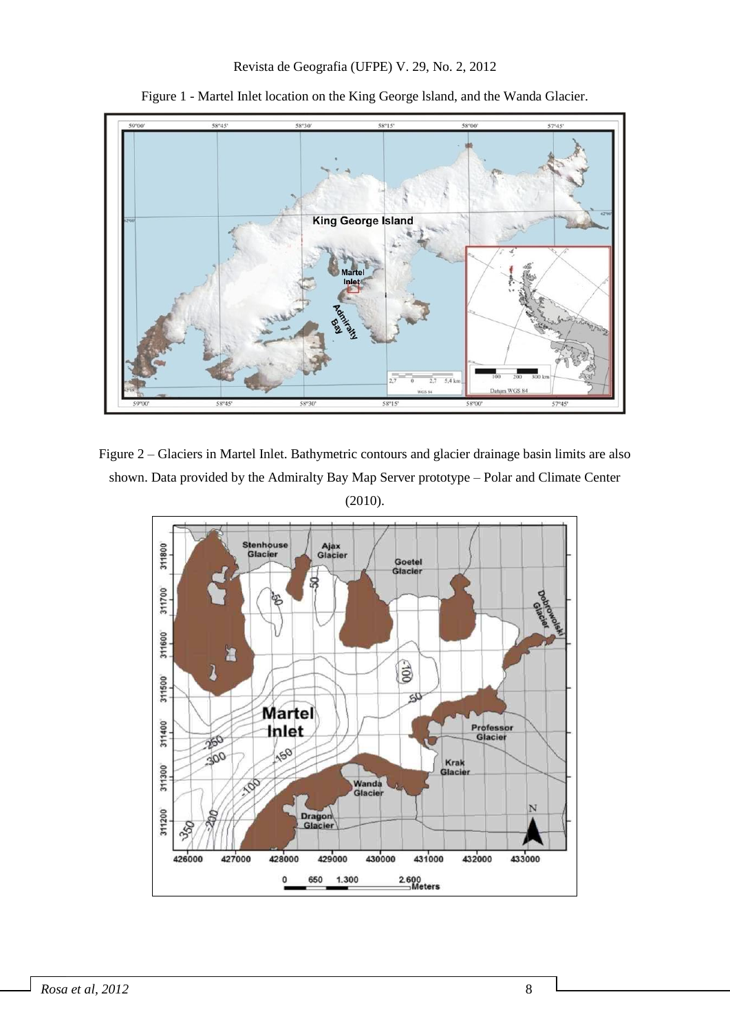Figure 1 - Martel Inlet location on the King George lsland, and the Wanda Glacier.

Figure 2 – Glaciers in Martel Inlet. Bathymetric contours and glacier drainage basin limits are also shown. Data provided by the Admiralty Bay Map Server prototype – Polar and Climate Center (2010).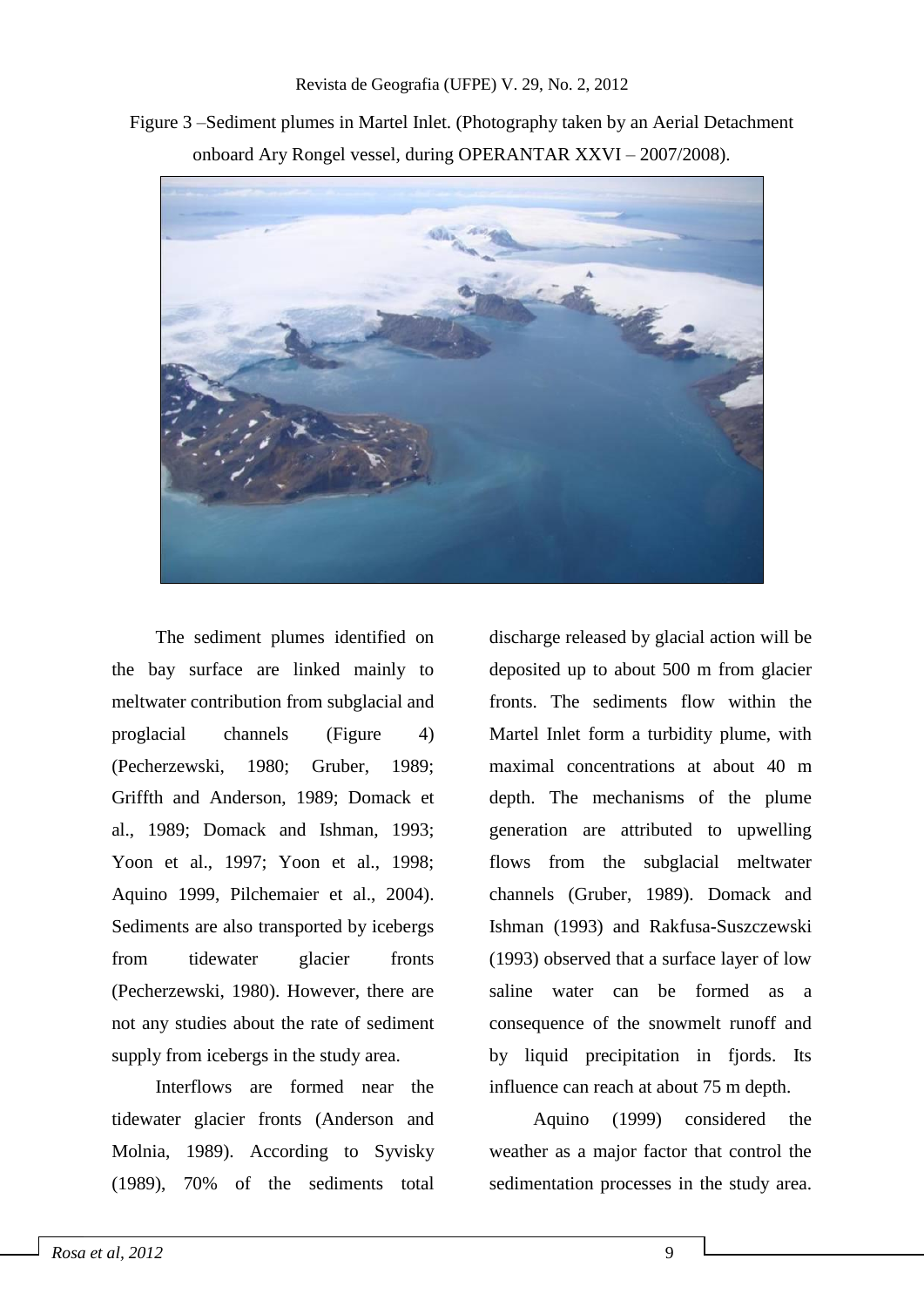Figure 3 –Sediment plumes in Martel Inlet. (Photography taken by an Aerial Detachment onboard Ary Rongel vessel, during OPERANTAR XXVI – 2007/2008).

The sediment plumes identified on the bay surface are linked mainly to meltwater contribution from subglacial and proglacial channels (Figure 4) (Pecherzewski, 1980; Gruber, 1989; Griffth and Anderson, 1989; Domack et al., 1989; Domack and Ishman, 1993; Yoon et al., 1997; Yoon et al., 1998; Aquino 1999, Pilchemaier et al., 2004). Sediments are also transported by icebergs from tidewater glacier fronts (Pecherzewski, 1980). However, there are not any studies about the rate of sediment supply from icebergs in the study area.

Interflows are formed near the tidewater glacier fronts (Anderson and Molnia, 1989). According to Syvisky (1989), 70% of the sediments total discharge released by glacial action will be deposited up to about 500 m from glacier fronts. The sediments flow within the Martel Inlet form a turbidity plume, with maximal concentrations at about 40 m depth. The mechanisms of the plume generation are attributed to upwelling flows from the subglacial meltwater channels (Gruber, 1989). Domack and Ishman (1993) and Rakfusa-Suszczewski (1993) observed that a surface layer of low saline water can be formed as a consequence of the snowmelt runoff and by liquid precipitation in fjords. Its influence can reach at about 75 m depth.

Aquino (1999) considered the weather as a major factor that control the sedimentation processes in the study area.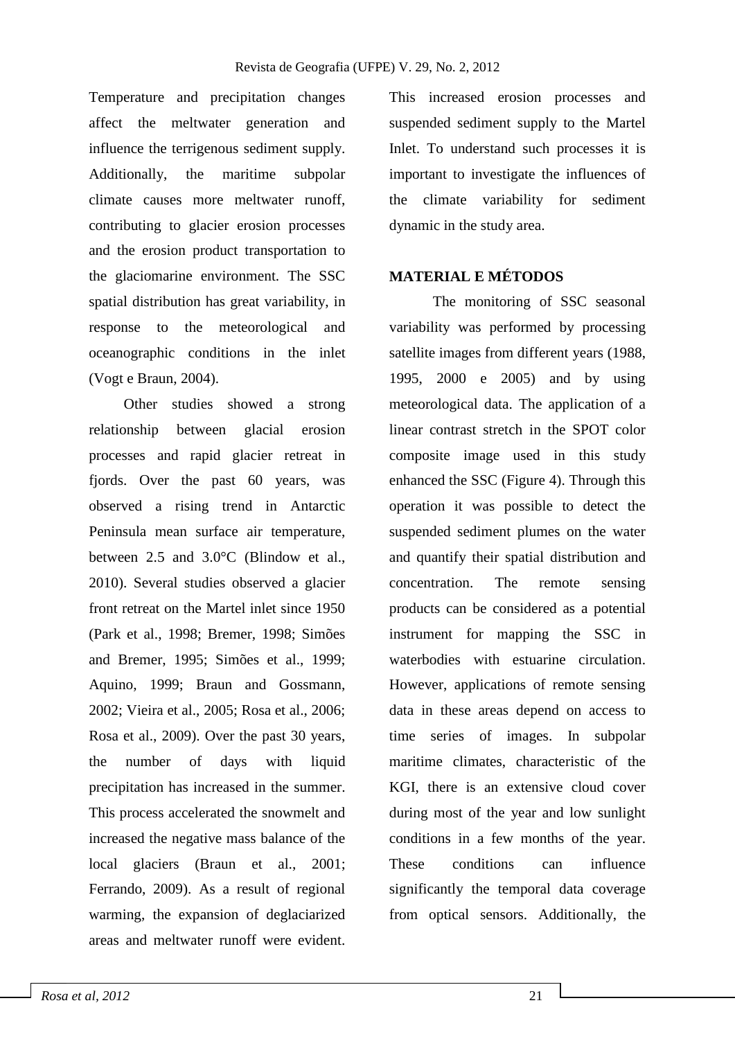Temperature and precipitation changes affect the meltwater generation and influence the terrigenous sediment supply. Additionally, the maritime subpolar climate causes more meltwater runoff, contributing to glacier erosion processes and the erosion product transportation to the glaciomarine environment. The SSC spatial distribution has great variability, in response to the meteorological and oceanographic conditions in the inlet (Vogt e Braun, 2004).

Other studies showed a strong relationship between glacial erosion processes and rapid glacier retreat in fjords. Over the past 60 years, was observed a rising trend in Antarctic Peninsula mean surface air temperature, between 2.5 and 3.0°C (Blindow et al., 2010). Several studies observed a glacier front retreat on the Martel inlet since 1950 (Park et al., 1998; Bremer, 1998; Simões and Bremer, 1995; Simões et al., 1999; Aquino, 1999; Braun and Gossmann, 2002; Vieira et al., 2005; Rosa et al., 2006; Rosa et al., 2009). Over the past 30 years, the number of days with liquid precipitation has increased in the summer. This process accelerated the snowmelt and increased the negative mass balance of the local glaciers (Braun et al., 2001; Ferrando, 2009). As a result of regional warming, the expansion of deglaciarized areas and meltwater runoff were evident. This increased erosion processes and suspended sediment supply to the Martel Inlet. To understand such processes it is important to investigate the influences of the climate variability for sediment dynamic in the study area.

## MATERIAL E MÉTODOS

The monitoring of SSC seasonal variability was performed by processing satellite images from different years (1988, 1995, 2000 e 2005) and by using meteorological data. The application of a linear contrast stretch in the SPOT color composite image used in this study enhanced the SSC (Figure 4). Through this operation it was possible to detect the suspended sediment plumes on the water and quantify their spatial distribution and concentration. The remote sensing products can be considered as a potential instrument for mapping the SSC in waterbodies with estuarine circulation. However, applications of remote sensing data in these areas depend on access to time series of images. In subpolar maritime climates, characteristic of the KGI, there is an extensive cloud cover during most of the year and low sunlight conditions in a few months of the year. These conditions can influence significantly the temporal data coverage from optical sensors. Additionally, the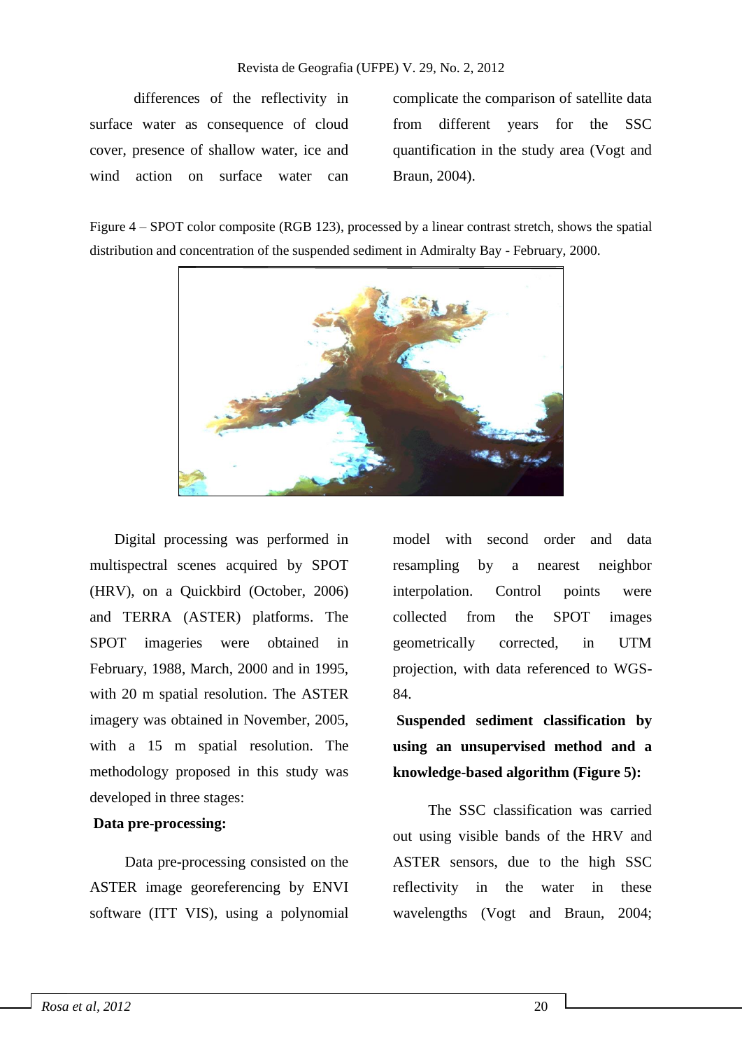differences of the reflectivity in surface water as consequence of cloud cover, presence of shallow water, ice and wind action on surface water can complicate the comparison of satellite data from different years for the SSC quantification in the study area (Vogt and Braun, 2004).

Figure 4 – SPOT color composite (RGB 123), processed by a linear contrast stretch, shows the spatial distribution and concentration of the suspended sediment in Admiralty Bay - February, 2000.

Digital processing was performed in multispectral scenes acquired by SPOT (HRV), on a Quickbird (October, 2006) and TERRA (ASTER) platforms. The SPOT imageries were obtained in February, 1988, March, 2000 and in 1995, with 20 m spatial resolution. The ASTER imagery was obtained in November, 2005, with a 15 m spatial resolution. The methodology proposed in this study was developed in three stages:

**Data pre-processing:**

Data pre-processing consisted on the ASTER image georeferencing by ENVI software (ITT VIS), using a polynomial model with second order and data resampling by a nearest neighbor interpolation. Control points were collected from the SPOT images geometrically corrected, in UTM projection, with data referenced to WGS-84.

**Suspended sediment classification by using an unsupervised method and a knowledge-based algorithm (Figure 5):**

The SSC classification was carried out using visible bands of the HRV and ASTER sensors, due to the high SSC reflectivity in the water in these wavelengths (Vogt and Braun, 2004;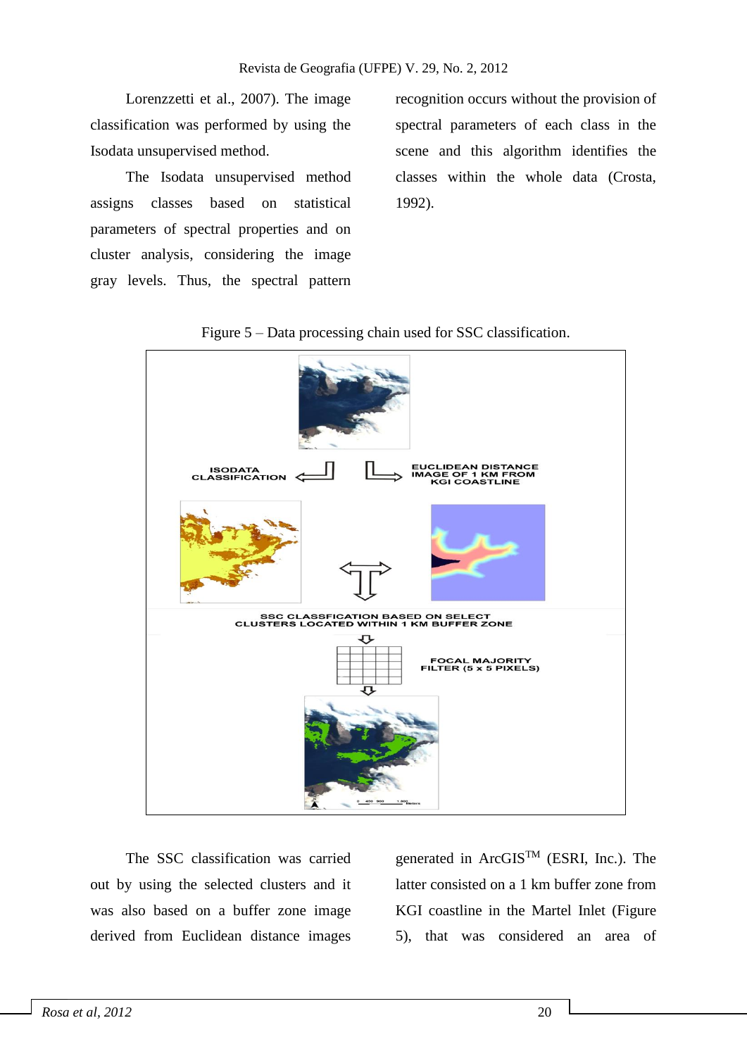Lorenzzetti et al., 2007). The image classification was performed by using the Isodata unsupervised method.

The Isodata unsupervised method assigns classes based on statistical parameters of spectral properties and on cluster analysis, considering the image gray levels. Thus, the spectral pattern recognition occurs without the provision of spectral parameters of each class in the scene and this algorithm identifies the classes within the whole data (Crosta, 1992).

Figure 5 – Data processing chain used for SSC classification.

The SSC classification was carried out by using the selected clusters and it was also based on a buffer zone image derived from Euclidean distance images generated in ArcGIS[TM] (ESRI, Inc.). The latter consisted on a 1 km buffer zone from KGI coastline in the Martel Inlet (Figure 5), that was considered an area of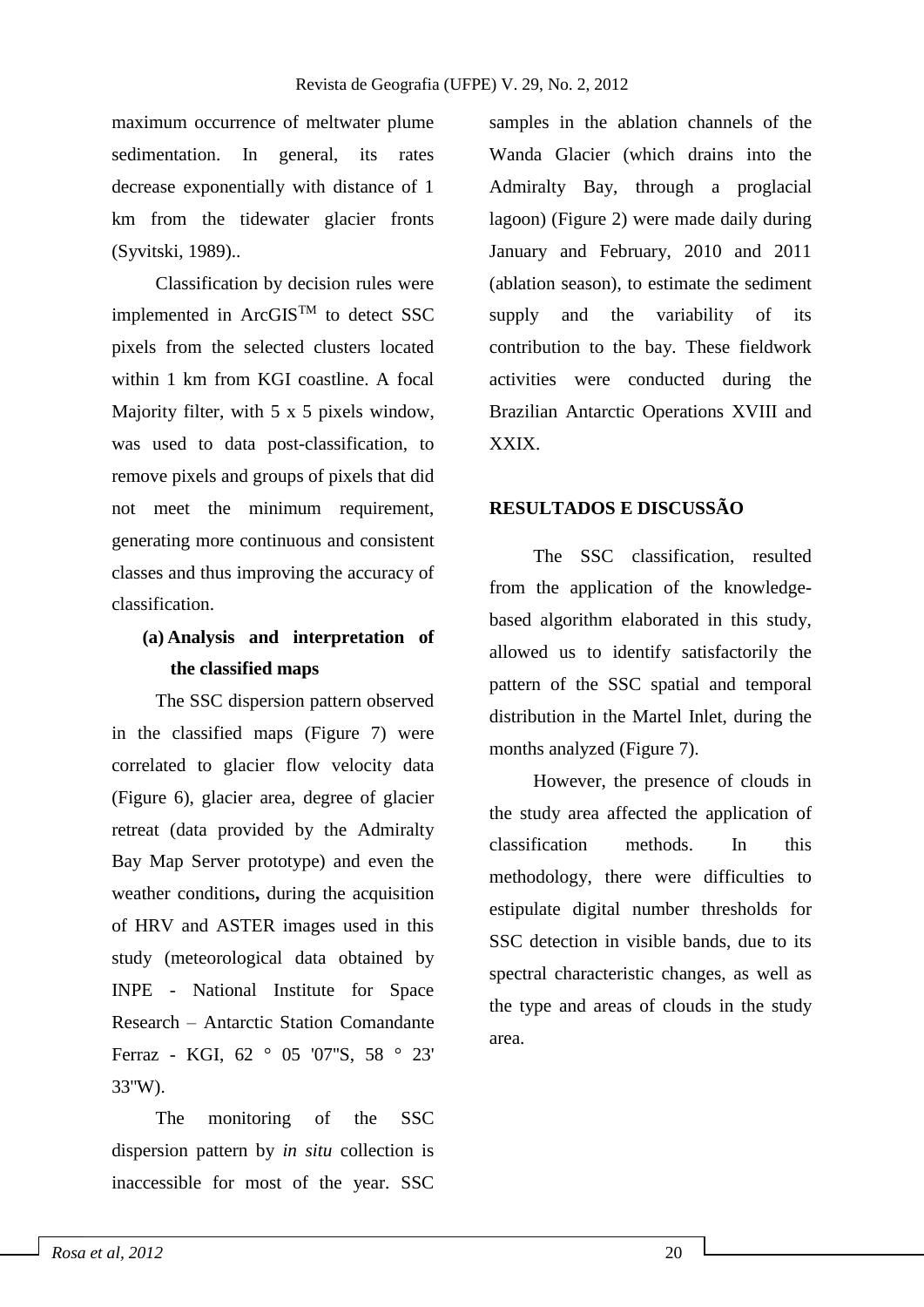maximum occurrence of meltwater plume sedimentation. In general, its rates decrease exponentially with distance of 1 km from the tidewater glacier fronts (Syvitski, 1989)..

Classification by decision rules were implemented in ArcGIS$^{TM}$ to detect SSC pixels from the selected clusters located within 1 km from KGI coastline. A focal Majority filter, with 5 x 5 pixels window, was used to data post-classification, to remove pixels and groups of pixels that did not meet the minimum requirement, generating more continuous and consistent classes and thus improving the accuracy of classification.

**(a) Analysis and interpretation of the classified maps**

The SSC dispersion pattern observed in the classified maps (Figure 7) were correlated to glacier flow velocity data (Figure 6), glacier area, degree of glacier retreat (data provided by the Admiralty Bay Map Server prototype) and even the weather conditions**,** during the acquisition of HRV and ASTER images used in this study (meteorological data obtained by INPE - National Institute for Space Research – Antarctic Station Comandante Ferraz - KGI, 62 ° 05 '07"S, 58 ° 23' 33"W).

The monitoring of the SSC dispersion pattern by *in situ* collection is inaccessible for most of the year. SSC samples in the ablation channels of the Wanda Glacier (which drains into the Admiralty Bay, through a proglacial lagoon) (Figure 2) were made daily during January and February, 2010 and 2011 (ablation season), to estimate the sediment supply and the variability of its contribution to the bay. These fieldwork activities were conducted during the Brazilian Antarctic Operations XVIII and XXIX.

## RESULTADOS E DISCUSSÃO

The SSC classification, resulted from the application of the knowledge-based algorithm elaborated in this study, allowed us to identify satisfactorily the pattern of the SSC spatial and temporal distribution in the Martel Inlet, during the months analyzed (Figure 7).

However, the presence of clouds in the study area affected the application of classification methods. In this methodology, there were difficulties to estipulate digital number thresholds for SSC detection in visible bands, due to its spectral characteristic changes, as well as the type and areas of clouds in the study area.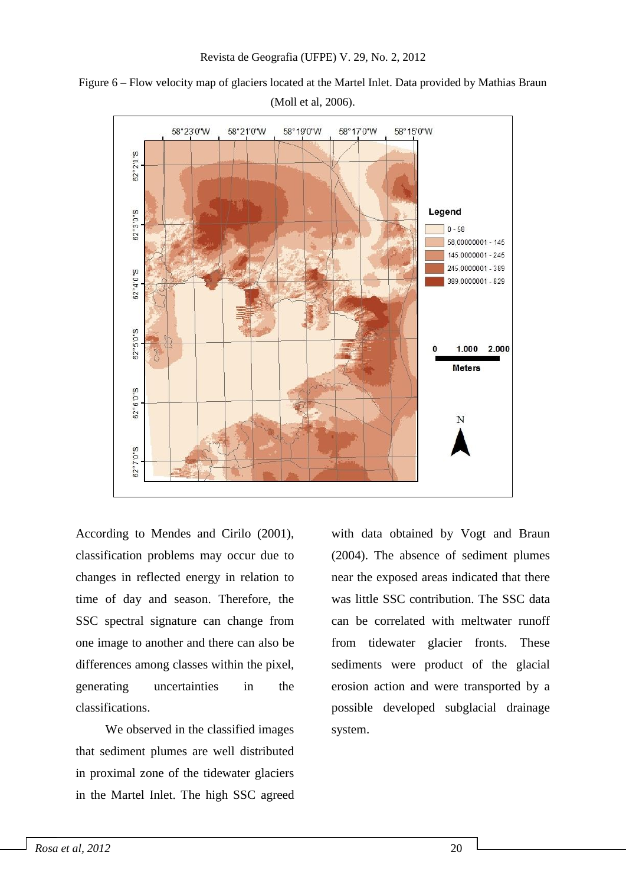Figure 6 – Flow velocity map of glaciers located at the Martel Inlet. Data provided by Mathias Braun (Moll et al, 2006).

According to Mendes and Cirilo (2001), classification problems may occur due to changes in reflected energy in relation to time of day and season. Therefore, the SSC spectral signature can change from one image to another and there can also be differences among classes within the pixel, generating uncertainties in the classifications.

We observed in the classified images that sediment plumes are well distributed in proximal zone of the tidewater glaciers in the Martel Inlet. The high SSC agreed with data obtained by Vogt and Braun (2004). The absence of sediment plumes near the exposed areas indicated that there was little SSC contribution. The SSC data can be correlated with meltwater runoff from tidewater glacier fronts. These sediments were product of the glacial erosion action and were transported by a possible developed subglacial drainage system.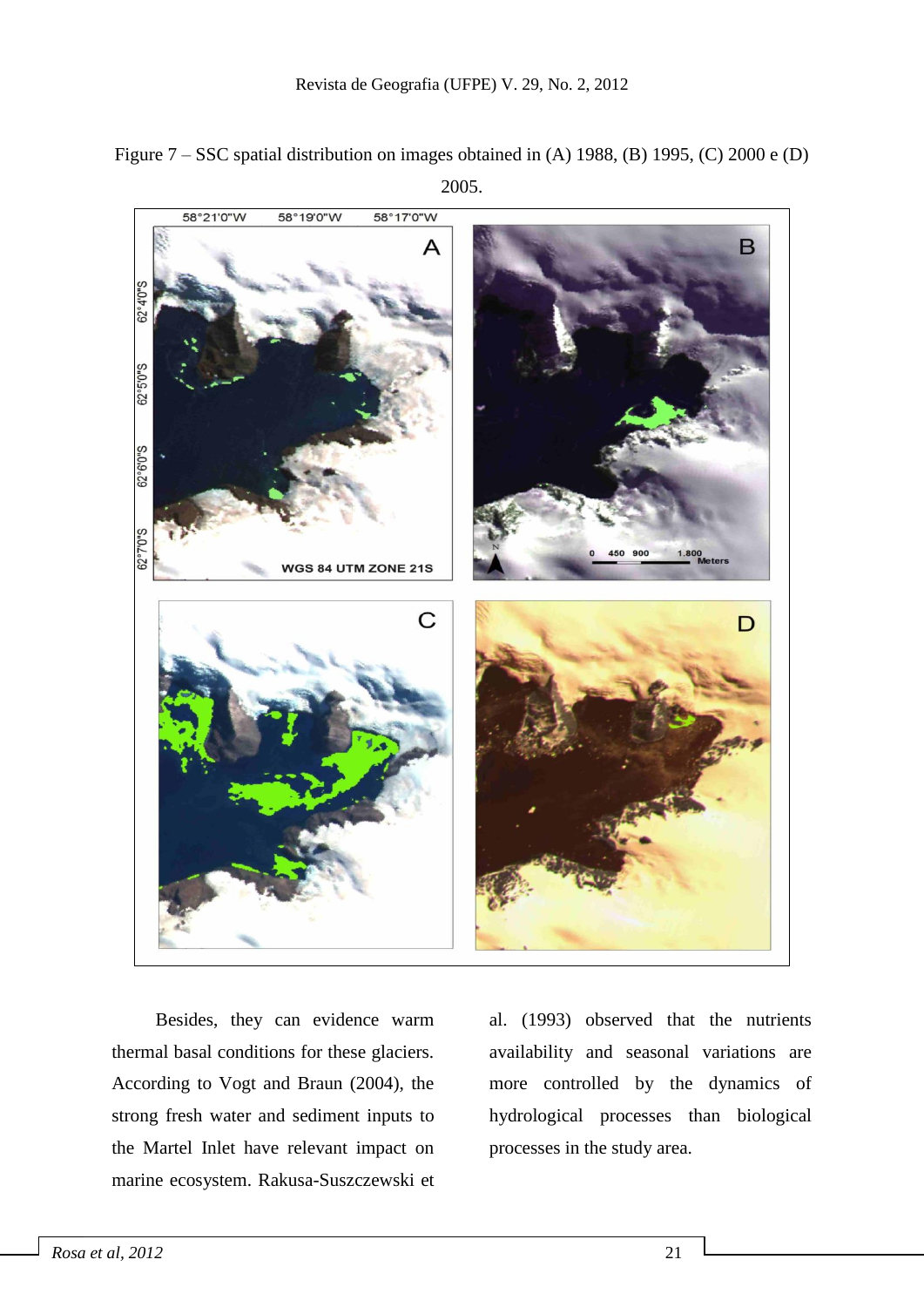Figure 7 – SSC spatial distribution on images obtained in (A) 1988, (B) 1995, (C) 2000 e (D) 2005.

Besides, they can evidence warm thermal basal conditions for these glaciers. According to Vogt and Braun (2004), the strong fresh water and sediment inputs to the Martel Inlet have relevant impact on marine ecosystem. Rakusa-Suszczewski et al. (1993) observed that the nutrients availability and seasonal variations are more controlled by the dynamics of hydrological processes than biological processes in the study area.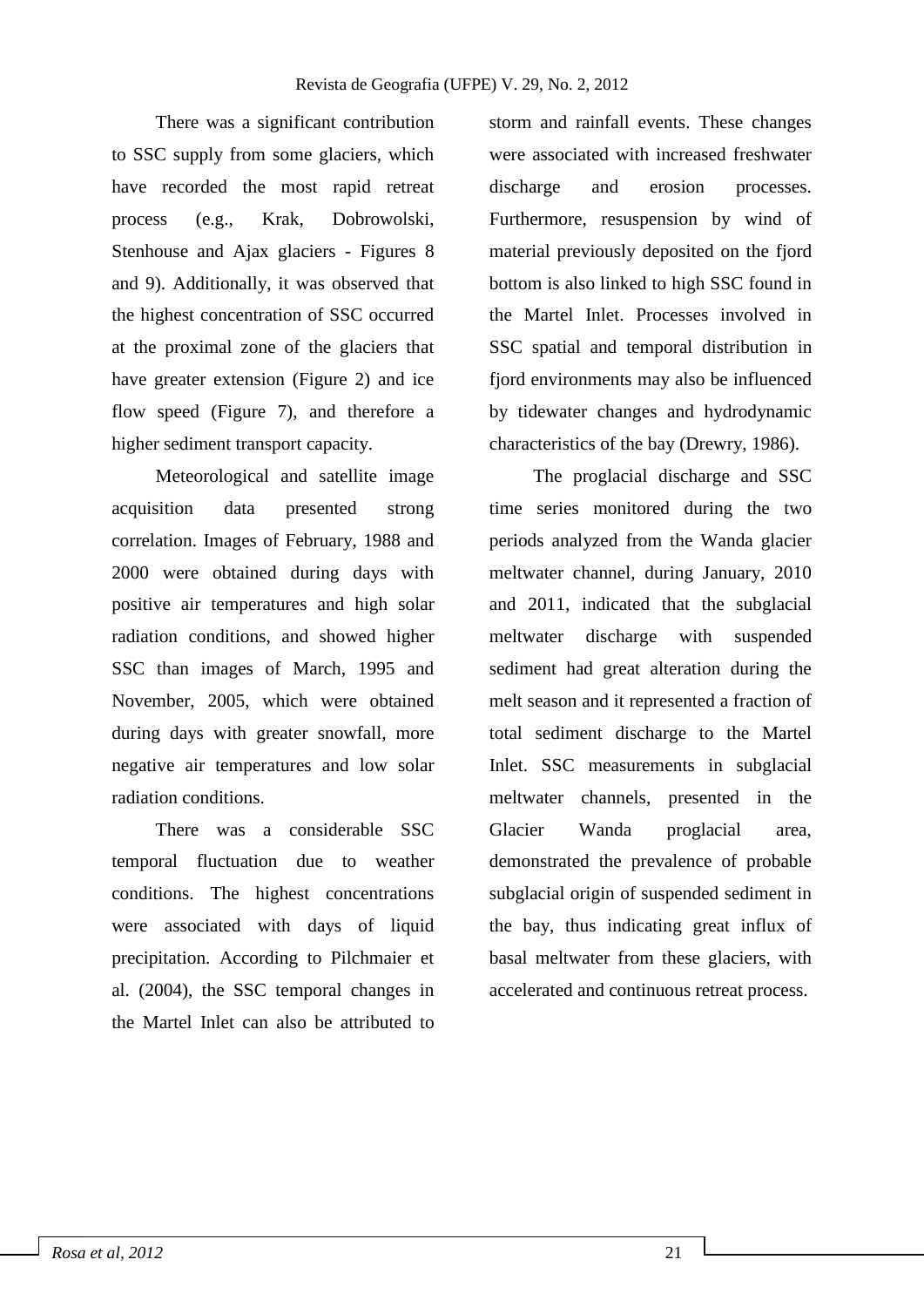There was a significant contribution to SSC supply from some glaciers, which have recorded the most rapid retreat process (e.g., Krak, Dobrowolski, Stenhouse and Ajax glaciers - Figures 8 and 9). Additionally, it was observed that the highest concentration of SSC occurred at the proximal zone of the glaciers that have greater extension (Figure 2) and ice flow speed (Figure 7), and therefore a higher sediment transport capacity.

Meteorological and satellite image acquisition data presented strong correlation. Images of February, 1988 and 2000 were obtained during days with positive air temperatures and high solar radiation conditions, and showed higher SSC than images of March, 1995 and November, 2005, which were obtained during days with greater snowfall, more negative air temperatures and low solar radiation conditions.

There was a considerable SSC temporal fluctuation due to weather conditions. The highest concentrations were associated with days of liquid precipitation. According to Pilchmaier et al. (2004), the SSC temporal changes in the Martel Inlet can also be attributed to storm and rainfall events. These changes were associated with increased freshwater discharge and erosion processes. Furthermore, resuspension by wind of material previously deposited on the fjord bottom is also linked to high SSC found in the Martel Inlet. Processes involved in SSC spatial and temporal distribution in fjord environments may also be influenced by tidewater changes and hydrodynamic characteristics of the bay (Drewry, 1986).

The proglacial discharge and SSC time series monitored during the two periods analyzed from the Wanda glacier meltwater channel, during January, 2010 and 2011, indicated that the subglacial meltwater discharge with suspended sediment had great alteration during the melt season and it represented a fraction of total sediment discharge to the Martel Inlet. SSC measurements in subglacial meltwater channels, presented in the Glacier Wanda proglacial area, demonstrated the prevalence of probable subglacial origin of suspended sediment in the bay, thus indicating great influx of basal meltwater from these glaciers, with accelerated and continuous retreat process.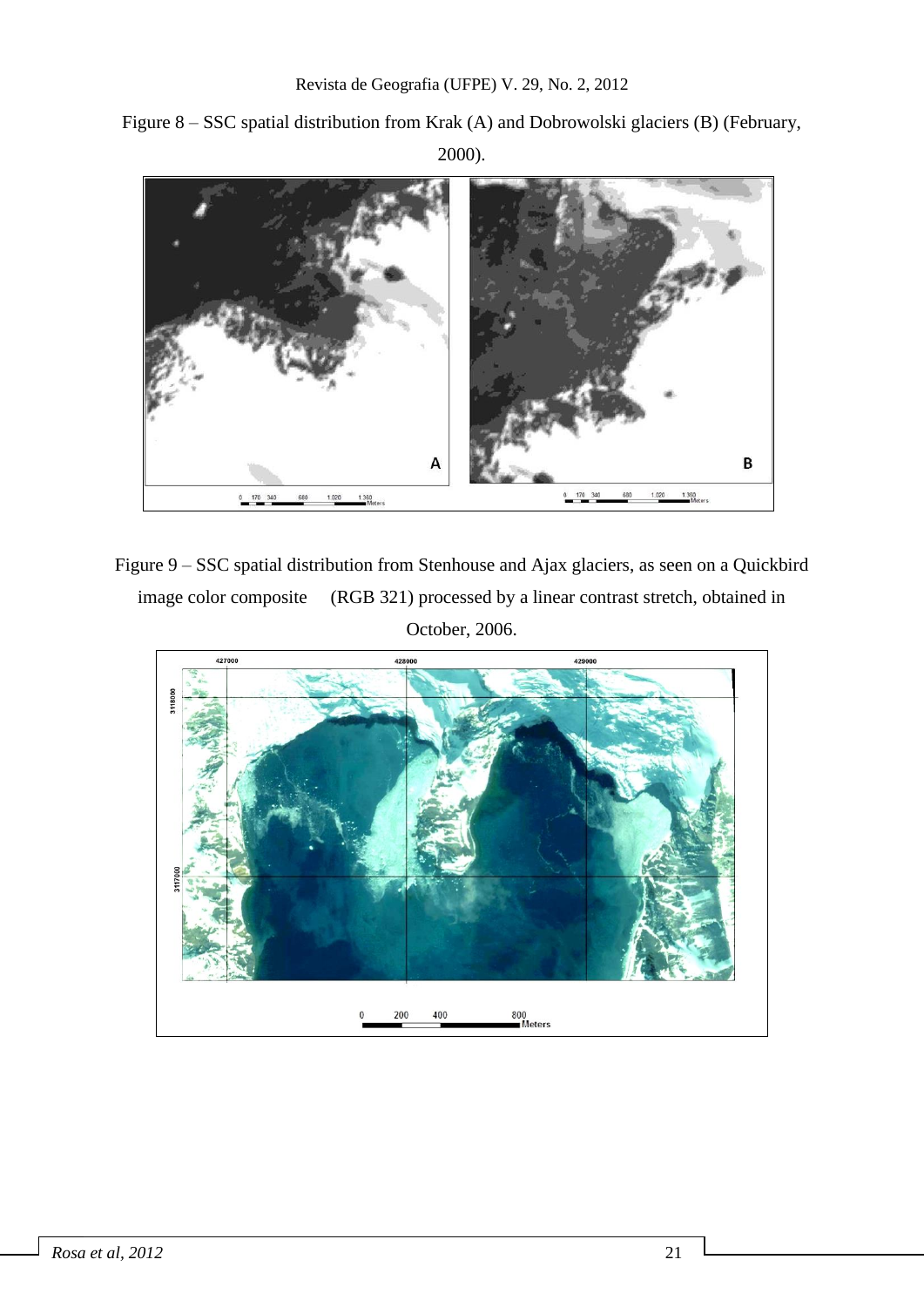Figure 8 – SSC spatial distribution from Krak (A) and Dobrowolski glaciers (B) (February, 2000).

Figure 9 – SSC spatial distribution from Stenhouse and Ajax glaciers, as seen on a Quickbird image color composite (RGB 321) processed by a linear contrast stretch, obtained in October, 2006.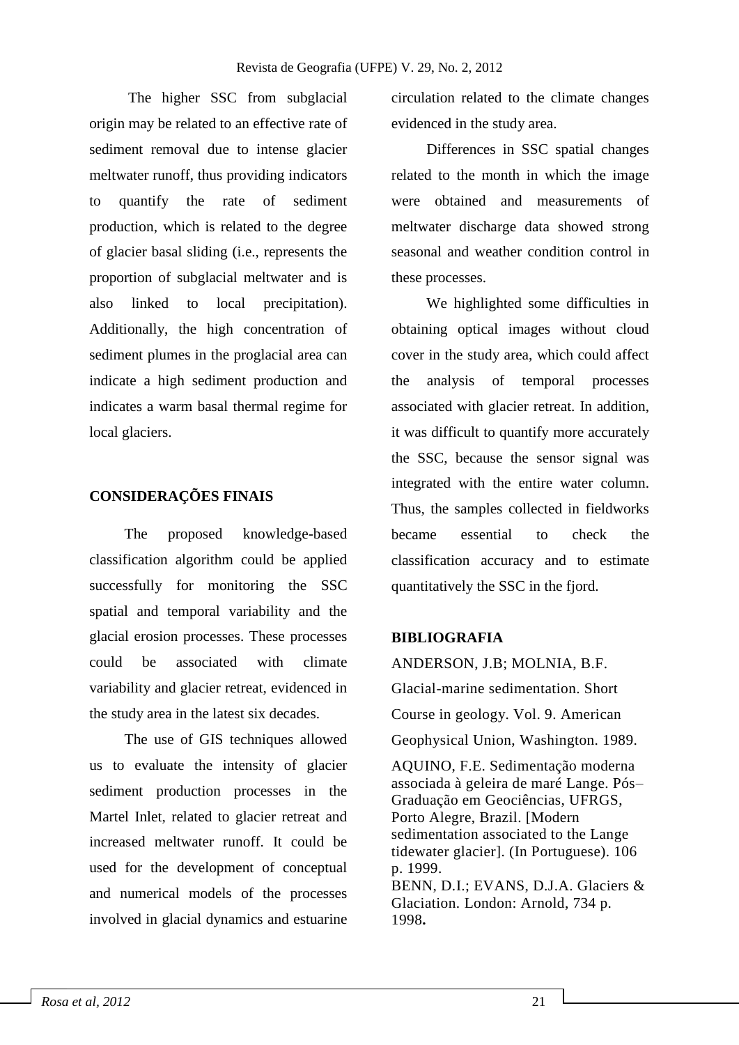The higher SSC from subglacial origin may be related to an effective rate of sediment removal due to intense glacier meltwater runoff, thus providing indicators to quantify the rate of sediment production, which is related to the degree of glacier basal sliding (i.e., represents the proportion of subglacial meltwater and is also linked to local precipitation). Additionally, the high concentration of sediment plumes in the proglacial area can indicate a high sediment production and indicates a warm basal thermal regime for local glaciers.

## CONSIDERAÇÕES FINAIS

The proposed knowledge-based classification algorithm could be applied successfully for monitoring the SSC spatial and temporal variability and the glacial erosion processes. These processes could be associated with climate variability and glacier retreat, evidenced in the study area in the latest six decades.

The use of GIS techniques allowed us to evaluate the intensity of glacier sediment production processes in the Martel Inlet, related to glacier retreat and increased meltwater runoff. It could be used for the development of conceptual and numerical models of the processes involved in glacial dynamics and estuarine circulation related to the climate changes evidenced in the study area.

Differences in SSC spatial changes related to the month in which the image were obtained and measurements of meltwater discharge data showed strong seasonal and weather condition control in these processes.

We highlighted some difficulties in obtaining optical images without cloud cover in the study area, which could affect the analysis of temporal processes associated with glacier retreat. In addition, it was difficult to quantify more accurately the SSC, because the sensor signal was integrated with the entire water column. Thus, the samples collected in fieldworks became essential to check the classification accuracy and to estimate quantitatively the SSC in the fjord.

## BIBLIOGRAFIA

ANDERSON, J.B; MOLNIA, B.F. Glacial-marine sedimentation. Short Course in geology. Vol. 9. American Geophysical Union, Washington. 1989.

AQUINO, F.E. Sedimentação moderna associada à geleira de maré Lange. Pós–Graduação em Geociências, UFRGS, Porto Alegre, Brazil. [Modern sedimentation associated to the Lange tidewater glacier]. (In Portuguese). 106 p. 1999.

BENN, D.I.; EVANS, D.J.A. Glaciers & Glaciation. London: Arnold, 734 p. 1998**.**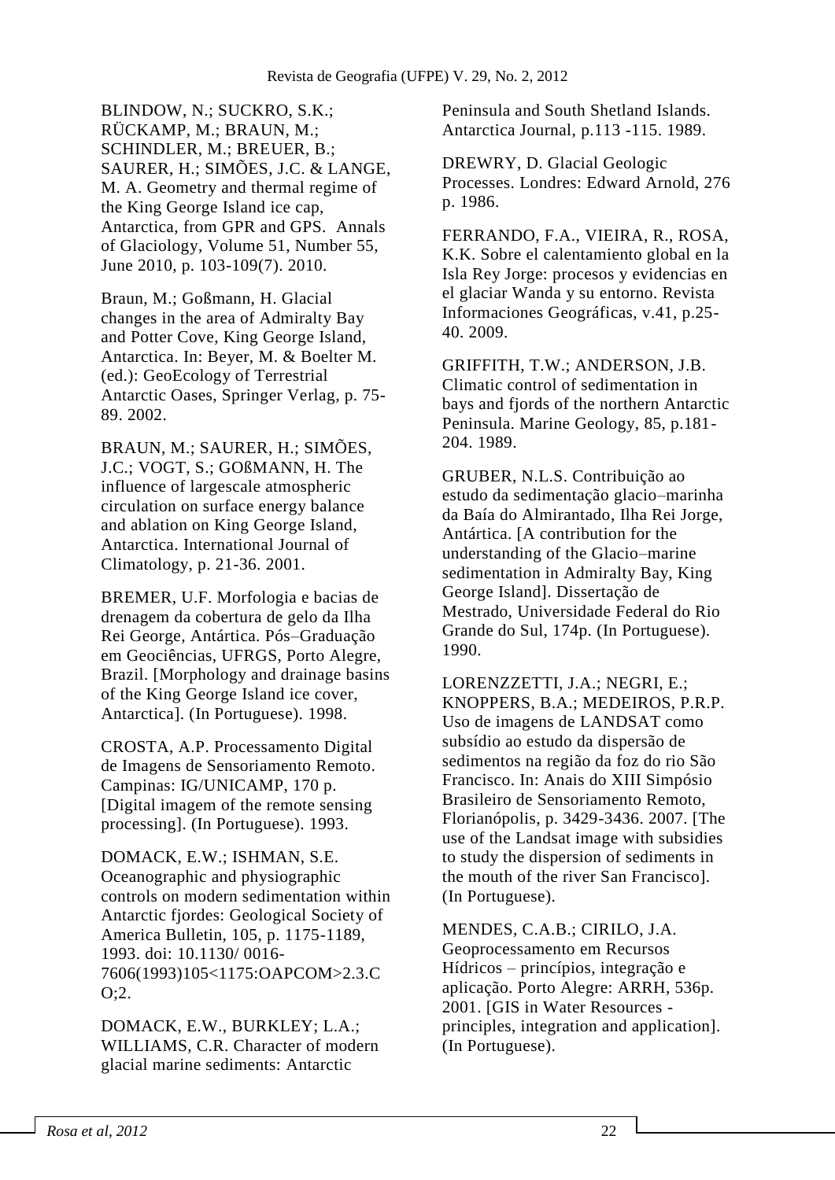BLINDOW, N.; SUCKRO, S.K.; RÜCKAMP, M.; BRAUN, M.; SCHINDLER, M.; BREUER, B.; SAURER, H.; SIMÕES, J.C. & LANGE, M. A. Geometry and thermal regime of the King George Island ice cap, Antarctica, from GPR and GPS. Annals of Glaciology, Volume 51, Number 55, June 2010, p. 103-109(7). 2010.

Braun, M.; Goßmann, H. Glacial changes in the area of Admiralty Bay and Potter Cove, King George Island, Antarctica. In: Beyer, M. & Boelter M. (ed.): GeoEcology of Terrestrial Antarctic Oases, Springer Verlag, p. 75-89. 2002.

BRAUN, M.; SAURER, H.; SIMÕES, J.C.; VOGT, S.; GOßMANN, H. The influence of largescale atmospheric circulation on surface energy balance and ablation on King George Island, Antarctica. International Journal of Climatology, p. 21-36. 2001.

BREMER, U.F. Morfologia e bacias de drenagem da cobertura de gelo da Ilha Rei George, Antártica. Pós–Graduação em Geociências, UFRGS, Porto Alegre, Brazil. [Morphology and drainage basins of the King George Island ice cover, Antarctica]. (In Portuguese). 1998.

CROSTA, A.P. Processamento Digital de Imagens de Sensoriamento Remoto. Campinas: IG/UNICAMP, 170 p. [Digital imagem of the remote sensing processing]. (In Portuguese). 1993.

DOMACK, E.W.; ISHMAN, S.E. Oceanographic and physiographic controls on modern sedimentation within Antarctic fjordes: Geological Society of America Bulletin, 105, p. 1175-1189, 1993. doi: 10.1130/ 0016-7606(1993)105<1175:OAPCOM>2.3.CO;2.

DOMACK, E.W., BURKLEY; L.A.; WILLIAMS, C.R. Character of modern glacial marine sediments: Antarctic Peninsula and South Shetland Islands. Antarctica Journal, p.113 -115. 1989.

DREWRY, D. Glacial Geologic Processes. Londres: Edward Arnold, 276 p. 1986.

FERRANDO, F.A., VIEIRA, R., ROSA, K.K. Sobre el calentamiento global en la Isla Rey Jorge: procesos y evidencias en el glaciar Wanda y su entorno. Revista Informaciones Geográficas, v.41, p.25-40. 2009.

GRIFFITH, T.W.; ANDERSON, J.B. Climatic control of sedimentation in bays and fjords of the northern Antarctic Peninsula. Marine Geology, 85, p.181-204. 1989.

GRUBER, N.L.S. Contribuição ao estudo da sedimentação glacio–marinha da Baía do Almirantado, Ilha Rei Jorge, Antártica. [A contribution for the understanding of the Glacio–marine sedimentation in Admiralty Bay, King George Island]. Dissertação de Mestrado, Universidade Federal do Rio Grande do Sul, 174p. (In Portuguese). 1990.

LORENZZETTI, J.A.; NEGRI, E.; KNOPPERS, B.A.; MEDEIROS, P.R.P. Uso de imagens de LANDSAT como subsídio ao estudo da dispersão de sedimentos na região da foz do rio São Francisco. In: Anais do XIII Simpósio Brasileiro de Sensoriamento Remoto, Florianópolis, p. 3429-3436. 2007. [The use of the Landsat image with subsidies to study the dispersion of sediments in the mouth of the river San Francisco]. (In Portuguese).

MENDES, C.A.B.; CIRILO, J.A. Geoprocessamento em Recursos Hídricos – princípios, integração e aplicação. Porto Alegre: ARRH, 536p. 2001. [GIS in Water Resources - principles, integration and application]. (In Portuguese).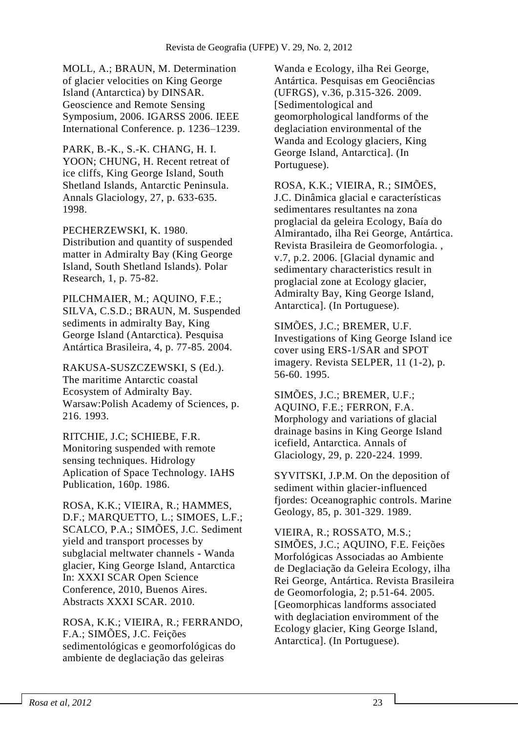MOLL, A.; BRAUN, M. Determination of glacier velocities on King George Island (Antarctica) by DINSAR. Geoscience and Remote Sensing Symposium, 2006. IGARSS 2006. IEEE International Conference. p. 1236–1239.

PARK, B.-K., S.-K. CHANG, H. I. YOON; CHUNG, H. Recent retreat of ice cliffs, King George Island, South Shetland Islands, Antarctic Peninsula. Annals Glaciology, 27, p. 633-635. 1998.

PECHERZEWSKI, K. 1980. Distribution and quantity of suspended matter in Admiralty Bay (King George Island, South Shetland Islands). Polar Research, 1, p. 75-82.

PILCHMAIER, M.; AQUINO, F.E.; SILVA, C.S.D.; BRAUN, M. Suspended sediments in admiralty Bay, King George Island (Antarctica). Pesquisa Antártica Brasileira, 4, p. 77-85. 2004.

RAKUSA-SUSZCZEWSKI, S (Ed.). The maritime Antarctic coastal Ecosystem of Admiralty Bay. Warsaw:Polish Academy of Sciences, p. 216. 1993.

RITCHIE, J.C; SCHIEBE, F.R. Monitoring suspended with remote sensing techniques. Hidrology Aplication of Space Technology. IAHS Publication, 160p. 1986.

ROSA, K.K.; VIEIRA, R.; HAMMES, D.F.; MARQUETTO, L.; SIMOES, L.F.; SCALCO, P.A.; SIMÕES, J.C. Sediment yield and transport processes by subglacial meltwater channels - Wanda glacier, King George Island, Antarctica In: XXXI SCAR Open Science Conference, 2010, Buenos Aires. Abstracts XXXI SCAR. 2010.

ROSA, K.K.; VIEIRA, R.; FERRANDO, F.A.; SIMÕES, J.C. Feições sedimentológicas e geomorfológicas do ambiente de deglaciação das geleiras Wanda e Ecology, ilha Rei George, Antártica. Pesquisas em Geociências (UFRGS), v.36, p.315-326. 2009. [Sedimentological and geomorphological landforms of the deglaciation environmental of the Wanda and Ecology glaciers, King George Island, Antarctica]. (In Portuguese).

ROSA, K.K.; VIEIRA, R.; SIMÕES, J.C. Dinâmica glacial e características sedimentares resultantes na zona proglacial da geleira Ecology, Baía do Almirantado, ilha Rei George, Antártica. Revista Brasileira de Geomorfologia. , v.7, p.2. 2006. [Glacial dynamic and sedimentary characteristics result in proglacial zone at Ecology glacier, Admiralty Bay, King George Island, Antarctica]. (In Portuguese).

SIMÕES, J.C.; BREMER, U.F. Investigations of King George Island ice cover using ERS-1/SAR and SPOT imagery. Revista SELPER, 11 (1-2), p. 56-60. 1995.

SIMÕES, J.C.; BREMER, U.F.; AQUINO, F.E.; FERRON, F.A. Morphology and variations of glacial drainage basins in King George Island icefield, Antarctica. Annals of Glaciology, 29, p. 220-224. 1999.

SYVITSKI, J.P.M. On the deposition of sediment within glacier-influenced fjordes: Oceanographic controls. Marine Geology, 85, p. 301-329. 1989.

VIEIRA, R.; ROSSATO, M.S.; SIMÕES, J.C.; AQUINO, F.E. Feições Morfológicas Associadas ao Ambiente de Deglaciação da Geleira Ecology, ilha Rei George, Antártica. Revista Brasileira de Geomorfologia, 2; p.51-64. 2005. [Geomorphicas landforms associated with deglaciation enviromment of the Ecology glacier, King George Island, Antarctica]. (In Portuguese).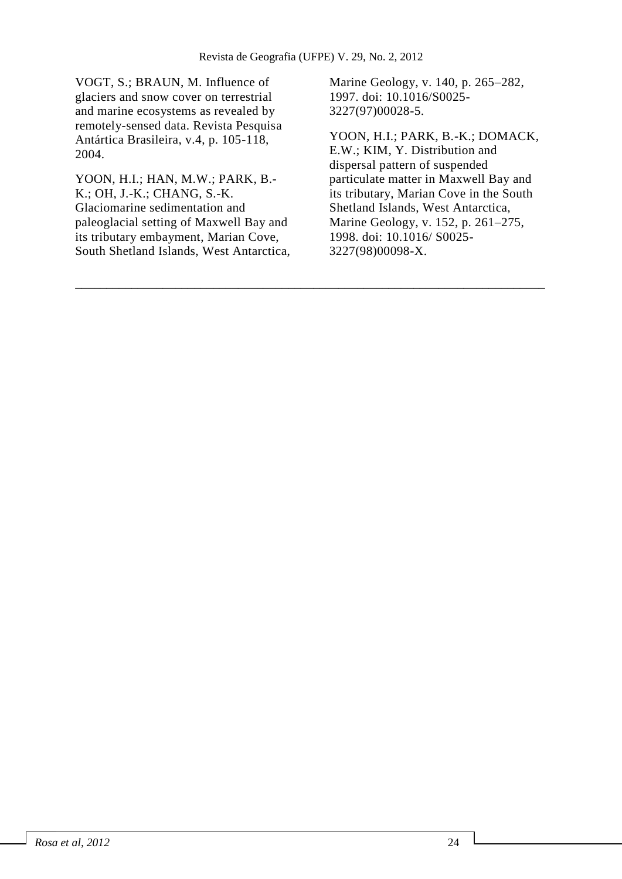VOGT, S.; BRAUN, M. Influence of glaciers and snow cover on terrestrial and marine ecosystems as revealed by remotely-sensed data. Revista Pesquisa Antártica Brasileira, v.4, p. 105-118, 2004.

YOON, H.I.; HAN, M.W.; PARK, B.-K.; OH, J.-K.; CHANG, S.-K. Glaciomarine sedimentation and paleoglacial setting of Maxwell Bay and its tributary embayment, Marian Cove, South Shetland Islands, West Antarctica, Marine Geology, v. 140, p. 265–282, 1997. doi: 10.1016/S0025-3227(97)00028-5.

YOON, H.I.; PARK, B.-K.; DOMACK, E.W.; KIM, Y. Distribution and dispersal pattern of suspended particulate matter in Maxwell Bay and its tributary, Marian Cove in the South Shetland Islands, West Antarctica, Marine Geology, v. 152, p. 261–275, 1998. doi: 10.1016/ S0025-3227(98)00098-X.